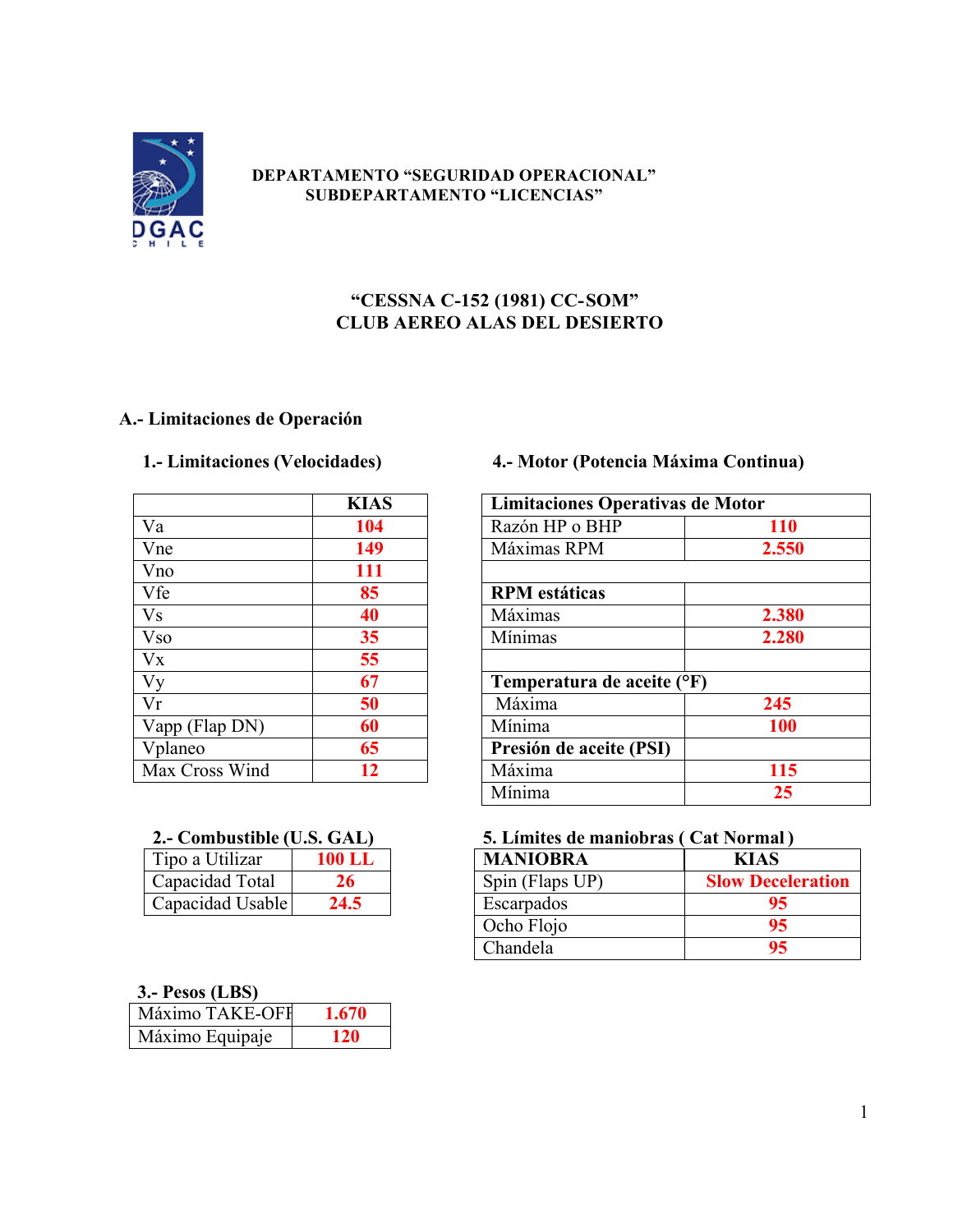DEPARTAMENTO "SEGURIDAD OPERACIONAL"
SUBDEPARTAMENTO "LICENCIAS"

# "CESSNA C-152 (1981) CC-SOM"
# CLUB AEREO ALAS DEL DESIERTO

## A.- Limitaciones de Operación

### 1.- Limitaciones (Velocidades)

| | KIAS |
|---|---|
| Va | 104 |
| Vne | 149 |
| Vno | 111 |
| Vfe | 85 |
| Vs | 40 |
| Vso | 35 |
| Vx | 55 |
| Vy | 67 |
| Vr | 50 |
| Vapp (Flap DN) | 60 |
| Vplaneo | 65 |
| Max Cross Wind | 12 |

### 2.- Combustible (U.S. GAL)

| Tipo a Utilizar | 100 LL |
|---|---|
| Capacidad Total | 26 |
| Capacidad Usable | 24.5 |

### 3.- Pesos (LBS)

| Máximo TAKE-OFF | 1.670 |
|---|---|
| Máximo Equipaje | 120 |

### 4.- Motor (Potencia Máxima Continua)

| Limitaciones Operativas de Motor | |
|---|---|
| Razón HP o BHP | 110 |
| Máximas RPM | 2.550 |
| | |
| **RPM estáticas** | |
| Máximas | 2.380 |
| Mínimas | 2.280 |
| | |
| **Temperatura de aceite (°F)** | |
| Máxima | 245 |
| Mínima | 100 |
| **Presión de aceite (PSI)** | |
| Máxima | 115 |
| Mínima | 25 |

### 5. Límites de maniobras ( Cat Normal )

| MANIOBRA | KIAS |
|---|---|
| Spin (Flaps UP) | Slow Deceleration |
| Escarpados | 95 |
| Ocho Flojo | 95 |
| Chandela | 95 |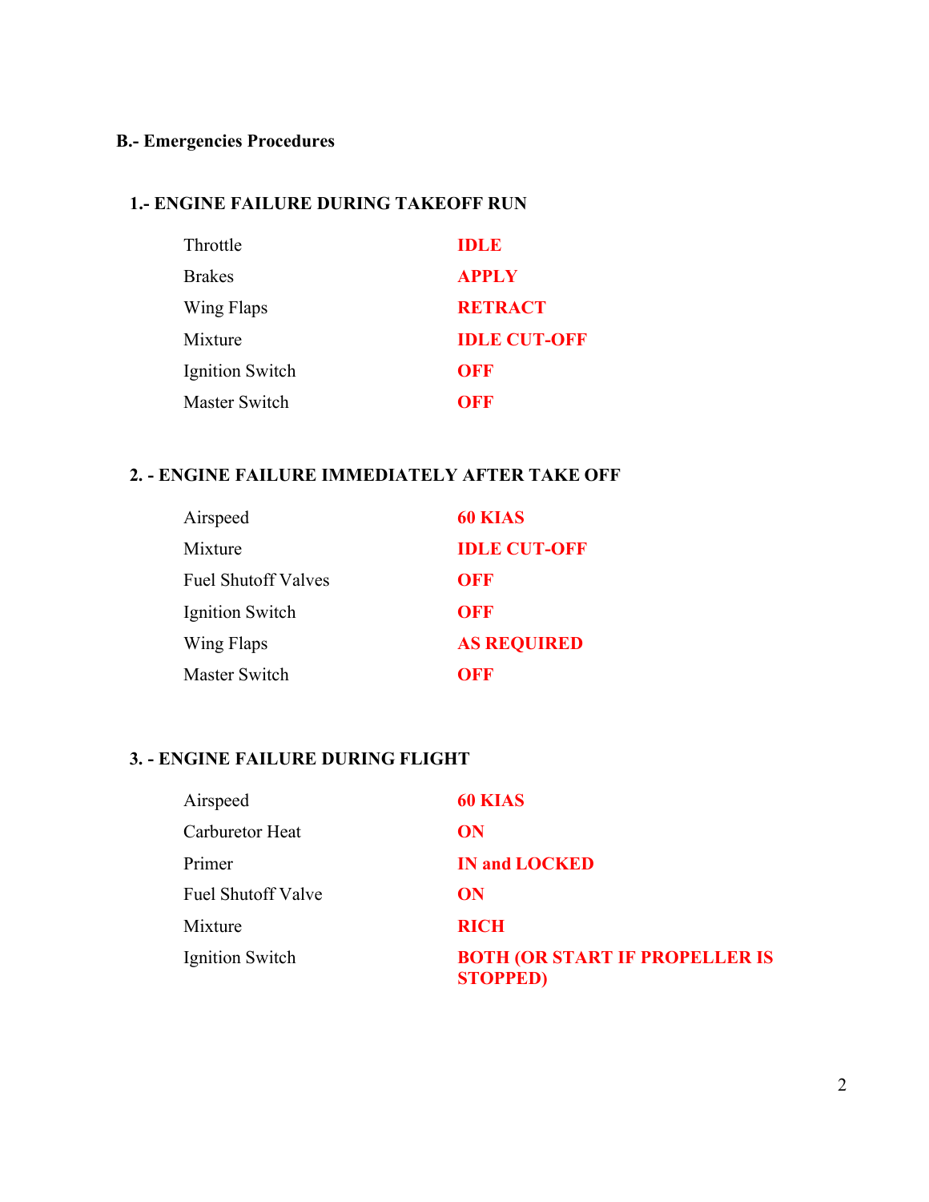## B.- Emergencies Procedures

### 1.- ENGINE FAILURE DURING TAKEOFF RUN

| | |
|---|---|
| Throttle | **IDLE** |
| Brakes | **APPLY** |
| Wing Flaps | **RETRACT** |
| Mixture | **IDLE CUT-OFF** |
| Ignition Switch | **OFF** |
| Master Switch | **OFF** |

### 2. - ENGINE FAILURE IMMEDIATELY AFTER TAKE OFF

| | |
|---|---|
| Airspeed | **60 KIAS** |
| Mixture | **IDLE CUT-OFF** |
| Fuel Shutoff Valves | **OFF** |
| Ignition Switch | **OFF** |
| Wing Flaps | **AS REQUIRED** |
| Master Switch | **OFF** |

### 3. - ENGINE FAILURE DURING FLIGHT

| | |
|---|---|
| Airspeed | **60 KIAS** |
| Carburetor Heat | **ON** |
| Primer | **IN and LOCKED** |
| Fuel Shutoff Valve | **ON** |
| Mixture | **RICH** |
| Ignition Switch | **BOTH (OR START IF PROPELLER IS STOPPED)** |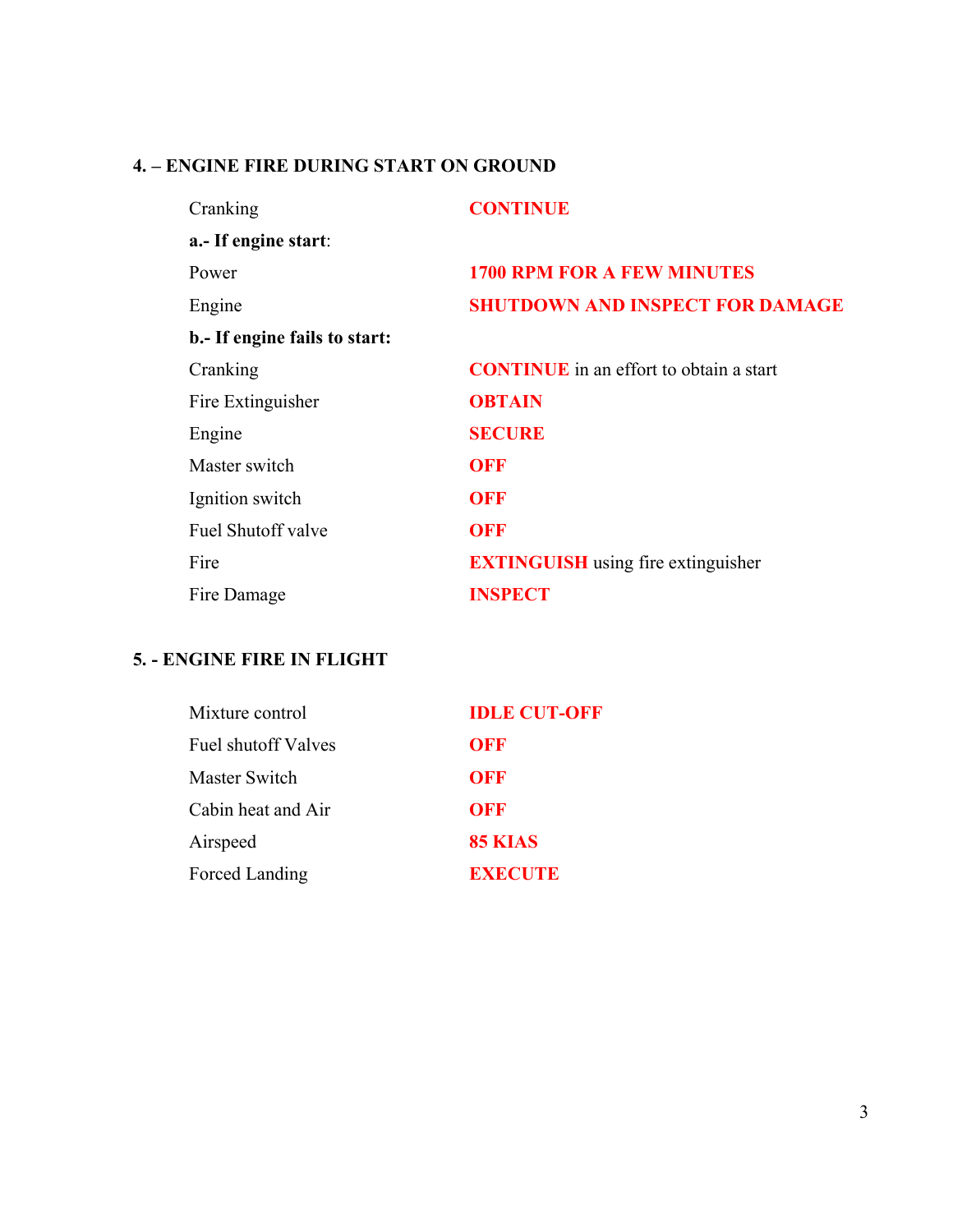### 4. – ENGINE FIRE DURING START ON GROUND

| | |
|---|---|
| Cranking | **CONTINUE** |
| **a.- If engine start**: | |
| Power | **1700 RPM FOR A FEW MINUTES** |
| Engine | **SHUTDOWN AND INSPECT FOR DAMAGE** |
| **b.- If engine fails to start:** | |
| Cranking | **CONTINUE** in an effort to obtain a start |
| Fire Extinguisher | **OBTAIN** |
| Engine | **SECURE** |
| Master switch | **OFF** |
| Ignition switch | **OFF** |
| Fuel Shutoff valve | **OFF** |
| Fire | **EXTINGUISH** using fire extinguisher |
| Fire Damage | **INSPECT** |

### 5. - ENGINE FIRE IN FLIGHT

| | |
|---|---|
| Mixture control | **IDLE CUT-OFF** |
| Fuel shutoff Valves | **OFF** |
| Master Switch | **OFF** |
| Cabin heat and Air | **OFF** |
| Airspeed | **85 KIAS** |
| Forced Landing | **EXECUTE** |